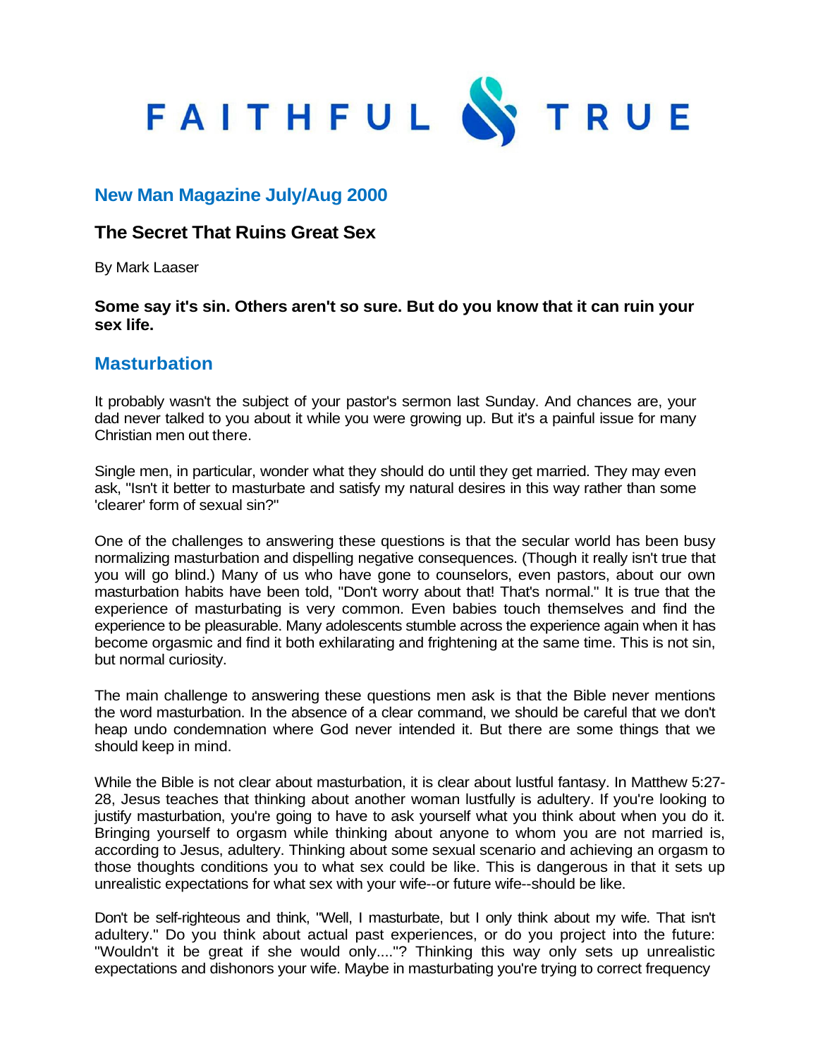# FAITHFUL & TRUE

## New Man Magazine July/Aug 2000

### The Secret That Ruins Great Sex

By Mark Laaser

**Some say it's sin. Others aren't so sure. But do you know that it can ruin your sex life.**

## Masturbation

It probably wasn't the subject of your pastor's sermon last Sunday. And chances are, your dad never talked to you about it while you were growing up. But it's a painful issue for many Christian men out there.

Single men, in particular, wonder what they should do until they get married. They may even ask, "Isn't it better to masturbate and satisfy my natural desires in this way rather than some 'clearer' form of sexual sin?"

One of the challenges to answering these questions is that the secular world has been busy normalizing masturbation and dispelling negative consequences. (Though it really isn't true that you will go blind.) Many of us who have gone to counselors, even pastors, about our own masturbation habits have been told, "Don't worry about that! That's normal." It is true that the experience of masturbating is very common. Even babies touch themselves and find the experience to be pleasurable. Many adolescents stumble across the experience again when it has become orgasmic and find it both exhilarating and frightening at the same time. This is not sin, but normal curiosity.

The main challenge to answering these questions men ask is that the Bible never mentions the word masturbation. In the absence of a clear command, we should be careful that we don't heap undo condemnation where God never intended it. But there are some things that we should keep in mind.

While the Bible is not clear about masturbation, it is clear about lustful fantasy. In Matthew 5:27-28, Jesus teaches that thinking about another woman lustfully is adultery. If you're looking to justify masturbation, you're going to have to ask yourself what you think about when you do it. Bringing yourself to orgasm while thinking about anyone to whom you are not married is, according to Jesus, adultery. Thinking about some sexual scenario and achieving an orgasm to those thoughts conditions you to what sex could be like. This is dangerous in that it sets up unrealistic expectations for what sex with your wife--or future wife--should be like.

Don't be self-righteous and think, "Well, I masturbate, but I only think about my wife. That isn't adultery." Do you think about actual past experiences, or do you project into the future: "Wouldn't it be great if she would only...."? Thinking this way only sets up unrealistic expectations and dishonors your wife. Maybe in masturbating you're trying to correct frequency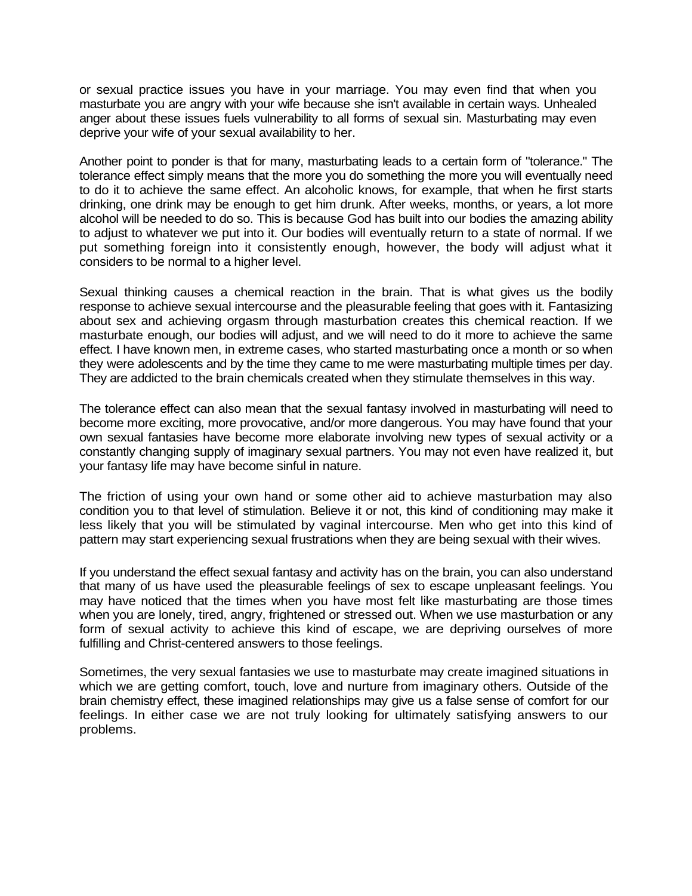or sexual practice issues you have in your marriage. You may even find that when you masturbate you are angry with your wife because she isn't available in certain ways. Unhealed anger about these issues fuels vulnerability to all forms of sexual sin. Masturbating may even deprive your wife of your sexual availability to her.

Another point to ponder is that for many, masturbating leads to a certain form of "tolerance." The tolerance effect simply means that the more you do something the more you will eventually need to do it to achieve the same effect. An alcoholic knows, for example, that when he first starts drinking, one drink may be enough to get him drunk. After weeks, months, or years, a lot more alcohol will be needed to do so. This is because God has built into our bodies the amazing ability to adjust to whatever we put into it. Our bodies will eventually return to a state of normal. If we put something foreign into it consistently enough, however, the body will adjust what it considers to be normal to a higher level.

Sexual thinking causes a chemical reaction in the brain. That is what gives us the bodily response to achieve sexual intercourse and the pleasurable feeling that goes with it. Fantasizing about sex and achieving orgasm through masturbation creates this chemical reaction. If we masturbate enough, our bodies will adjust, and we will need to do it more to achieve the same effect. I have known men, in extreme cases, who started masturbating once a month or so when they were adolescents and by the time they came to me were masturbating multiple times per day. They are addicted to the brain chemicals created when they stimulate themselves in this way.

The tolerance effect can also mean that the sexual fantasy involved in masturbating will need to become more exciting, more provocative, and/or more dangerous. You may have found that your own sexual fantasies have become more elaborate involving new types of sexual activity or a constantly changing supply of imaginary sexual partners. You may not even have realized it, but your fantasy life may have become sinful in nature.

The friction of using your own hand or some other aid to achieve masturbation may also condition you to that level of stimulation. Believe it or not, this kind of conditioning may make it less likely that you will be stimulated by vaginal intercourse. Men who get into this kind of pattern may start experiencing sexual frustrations when they are being sexual with their wives.

If you understand the effect sexual fantasy and activity has on the brain, you can also understand that many of us have used the pleasurable feelings of sex to escape unpleasant feelings. You may have noticed that the times when you have most felt like masturbating are those times when you are lonely, tired, angry, frightened or stressed out. When we use masturbation or any form of sexual activity to achieve this kind of escape, we are depriving ourselves of more fulfilling and Christ-centered answers to those feelings.

Sometimes, the very sexual fantasies we use to masturbate may create imagined situations in which we are getting comfort, touch, love and nurture from imaginary others. Outside of the brain chemistry effect, these imagined relationships may give us a false sense of comfort for our feelings. In either case we are not truly looking for ultimately satisfying answers to our problems.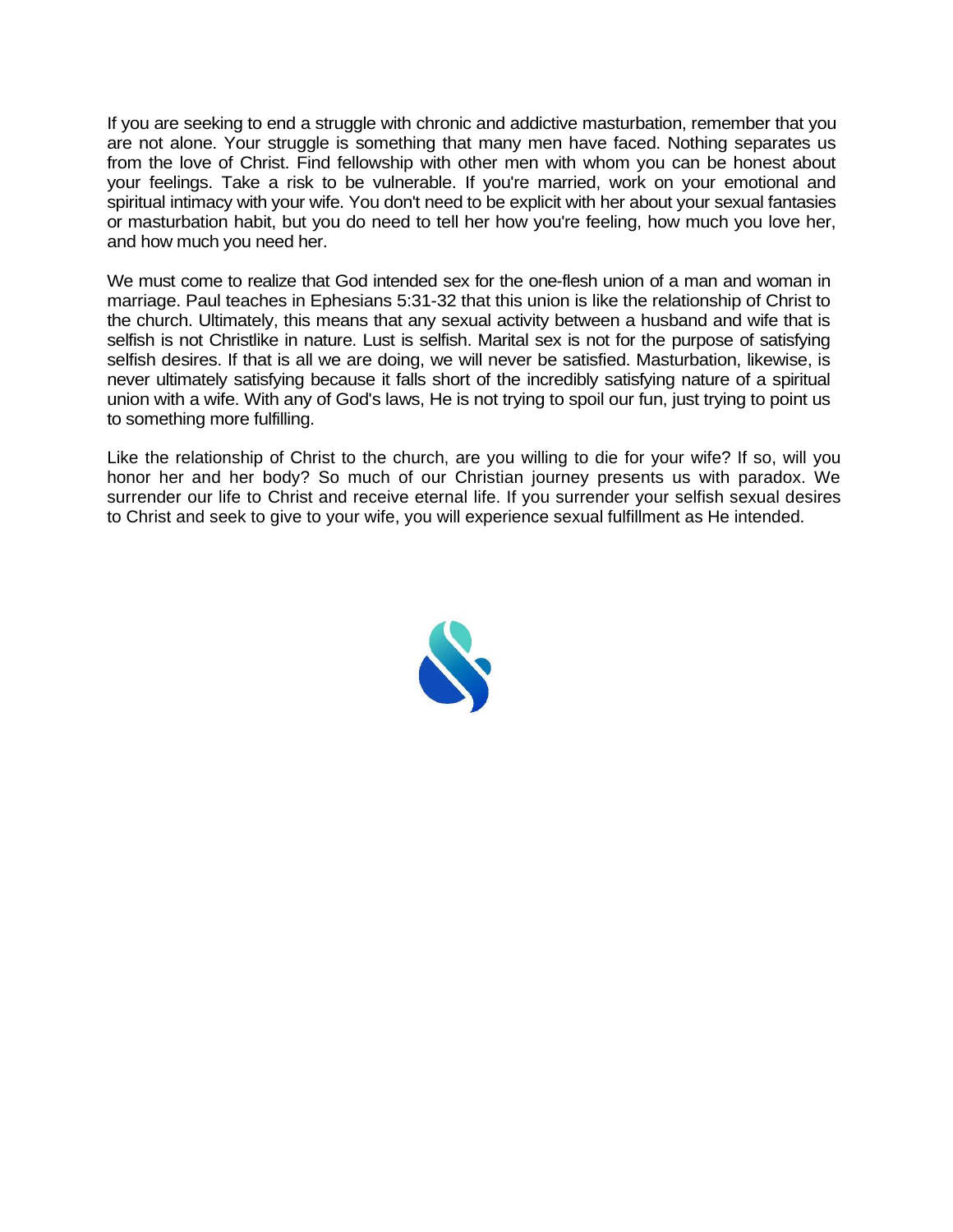If you are seeking to end a struggle with chronic and addictive masturbation, remember that you are not alone. Your struggle is something that many men have faced. Nothing separates us from the love of Christ. Find fellowship with other men with whom you can be honest about your feelings. Take a risk to be vulnerable. If you're married, work on your emotional and spiritual intimacy with your wife. You don't need to be explicit with her about your sexual fantasies or masturbation habit, but you do need to tell her how you're feeling, how much you love her, and how much you need her.

We must come to realize that God intended sex for the one-flesh union of a man and woman in marriage. Paul teaches in Ephesians 5:31-32 that this union is like the relationship of Christ to the church. Ultimately, this means that any sexual activity between a husband and wife that is selfish is not Christlike in nature. Lust is selfish. Marital sex is not for the purpose of satisfying selfish desires. If that is all we are doing, we will never be satisfied. Masturbation, likewise, is never ultimately satisfying because it falls short of the incredibly satisfying nature of a spiritual union with a wife. With any of God's laws, He is not trying to spoil our fun, just trying to point us to something more fulfilling.

Like the relationship of Christ to the church, are you willing to die for your wife? If so, will you honor her and her body? So much of our Christian journey presents us with paradox. We surrender our life to Christ and receive eternal life. If you surrender your selfish sexual desires to Christ and seek to give to your wife, you will experience sexual fulfillment as He intended.